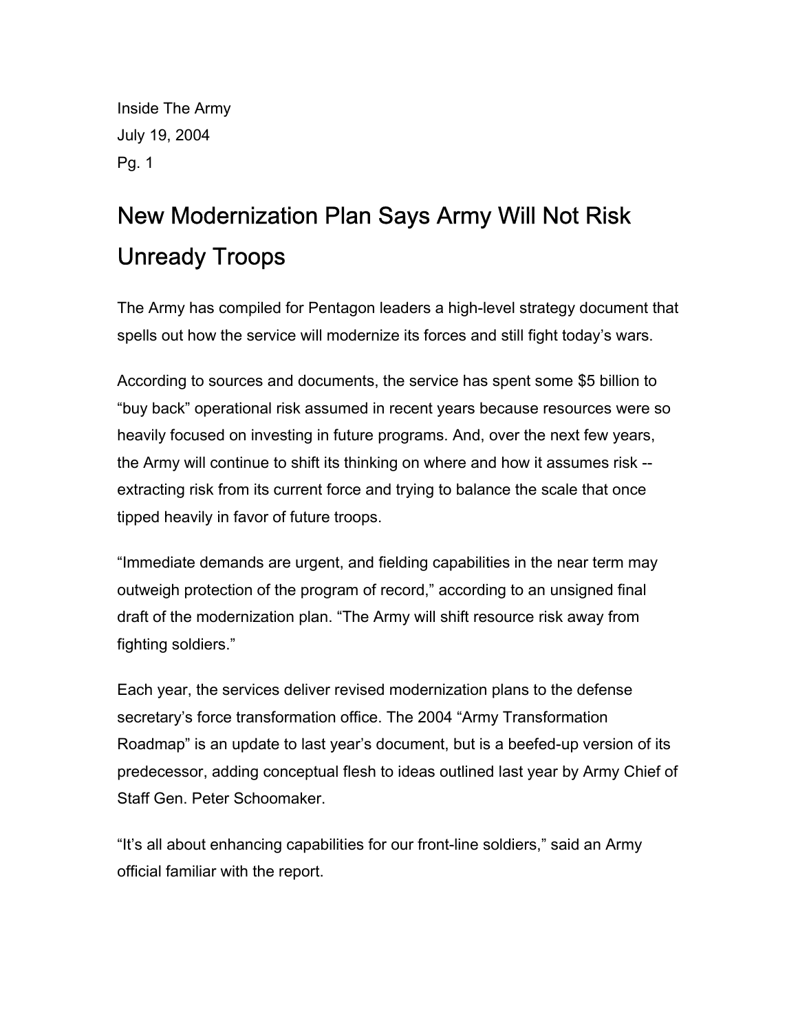Inside The Army
July 19, 2004
Pg. 1

# New Modernization Plan Says Army Will Not Risk Unready Troops

The Army has compiled for Pentagon leaders a high-level strategy document that spells out how the service will modernize its forces and still fight today's wars.

According to sources and documents, the service has spent some $5 billion to "buy back" operational risk assumed in recent years because resources were so heavily focused on investing in future programs. And, over the next few years, the Army will continue to shift its thinking on where and how it assumes risk -- extracting risk from its current force and trying to balance the scale that once tipped heavily in favor of future troops.

"Immediate demands are urgent, and fielding capabilities in the near term may outweigh protection of the program of record," according to an unsigned final draft of the modernization plan. "The Army will shift resource risk away from fighting soldiers."

Each year, the services deliver revised modernization plans to the defense secretary's force transformation office. The 2004 "Army Transformation Roadmap" is an update to last year's document, but is a beefed-up version of its predecessor, adding conceptual flesh to ideas outlined last year by Army Chief of Staff Gen. Peter Schoomaker.

"It's all about enhancing capabilities for our front-line soldiers," said an Army official familiar with the report.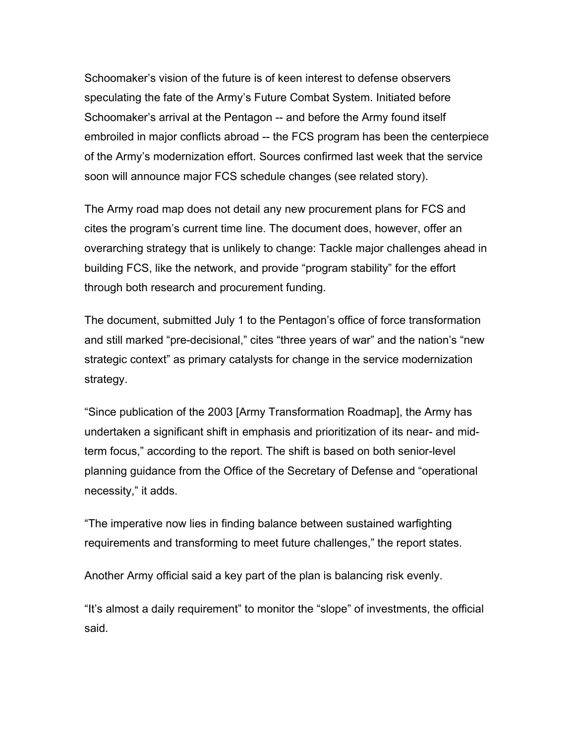Schoomaker's vision of the future is of keen interest to defense observers speculating the fate of the Army's Future Combat System. Initiated before Schoomaker's arrival at the Pentagon -- and before the Army found itself embroiled in major conflicts abroad -- the FCS program has been the centerpiece of the Army's modernization effort. Sources confirmed last week that the service soon will announce major FCS schedule changes (see related story).

The Army road map does not detail any new procurement plans for FCS and cites the program's current time line. The document does, however, offer an overarching strategy that is unlikely to change: Tackle major challenges ahead in building FCS, like the network, and provide "program stability" for the effort through both research and procurement funding.

The document, submitted July 1 to the Pentagon's office of force transformation and still marked "pre-decisional," cites "three years of war" and the nation's "new strategic context" as primary catalysts for change in the service modernization strategy.

"Since publication of the 2003 [Army Transformation Roadmap], the Army has undertaken a significant shift in emphasis and prioritization of its near- and mid-term focus," according to the report. The shift is based on both senior-level planning guidance from the Office of the Secretary of Defense and "operational necessity," it adds.

"The imperative now lies in finding balance between sustained warfighting requirements and transforming to meet future challenges," the report states.

Another Army official said a key part of the plan is balancing risk evenly.

"It's almost a daily requirement" to monitor the "slope" of investments, the official said.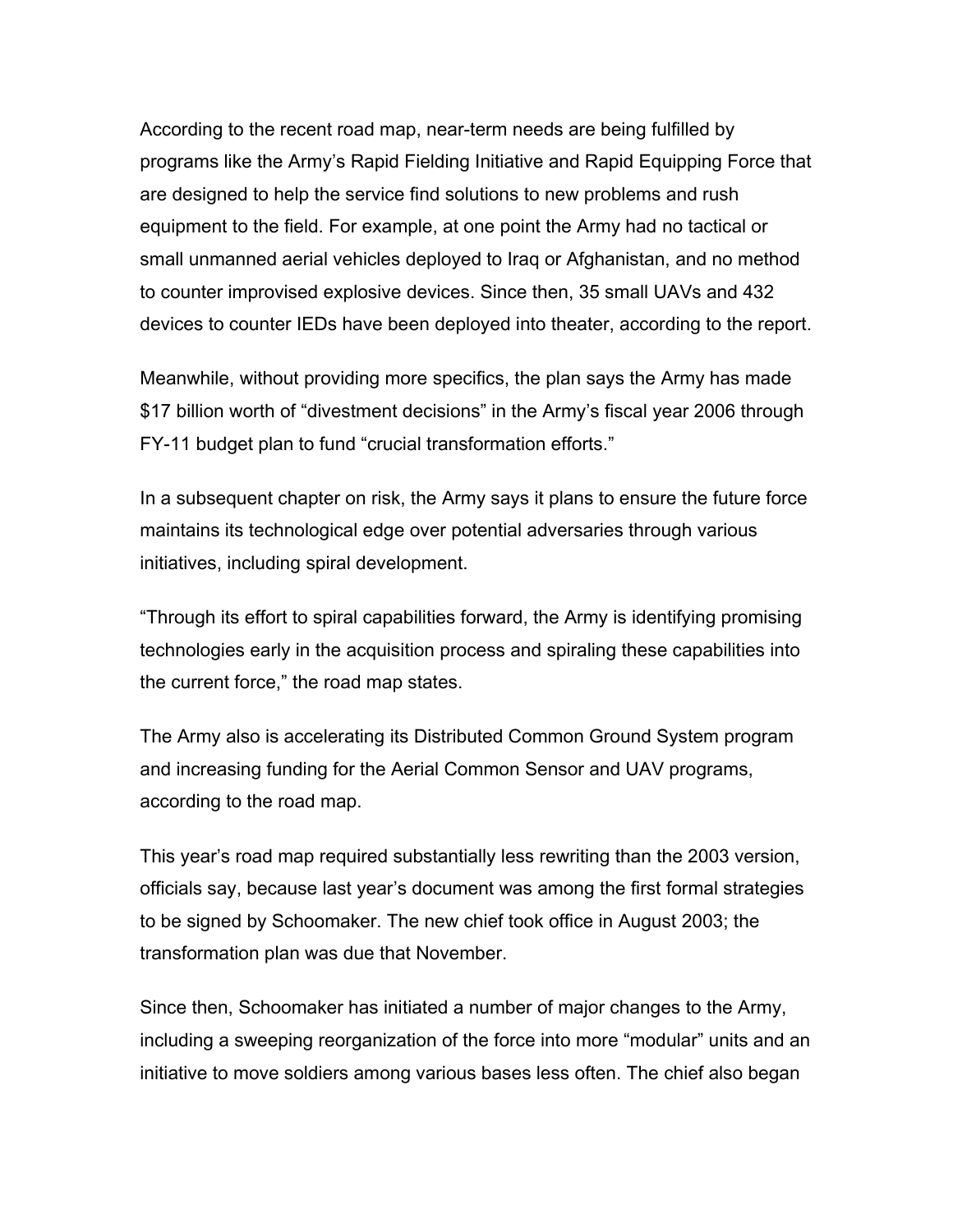According to the recent road map, near-term needs are being fulfilled by programs like the Army's Rapid Fielding Initiative and Rapid Equipping Force that are designed to help the service find solutions to new problems and rush equipment to the field. For example, at one point the Army had no tactical or small unmanned aerial vehicles deployed to Iraq or Afghanistan, and no method to counter improvised explosive devices. Since then, 35 small UAVs and 432 devices to counter IEDs have been deployed into theater, according to the report.

Meanwhile, without providing more specifics, the plan says the Army has made $17 billion worth of "divestment decisions" in the Army's fiscal year 2006 through FY-11 budget plan to fund "crucial transformation efforts."

In a subsequent chapter on risk, the Army says it plans to ensure the future force maintains its technological edge over potential adversaries through various initiatives, including spiral development.

"Through its effort to spiral capabilities forward, the Army is identifying promising technologies early in the acquisition process and spiraling these capabilities into the current force," the road map states.

The Army also is accelerating its Distributed Common Ground System program and increasing funding for the Aerial Common Sensor and UAV programs, according to the road map.

This year's road map required substantially less rewriting than the 2003 version, officials say, because last year's document was among the first formal strategies to be signed by Schoomaker. The new chief took office in August 2003; the transformation plan was due that November.

Since then, Schoomaker has initiated a number of major changes to the Army, including a sweeping reorganization of the force into more "modular" units and an initiative to move soldiers among various bases less often. The chief also began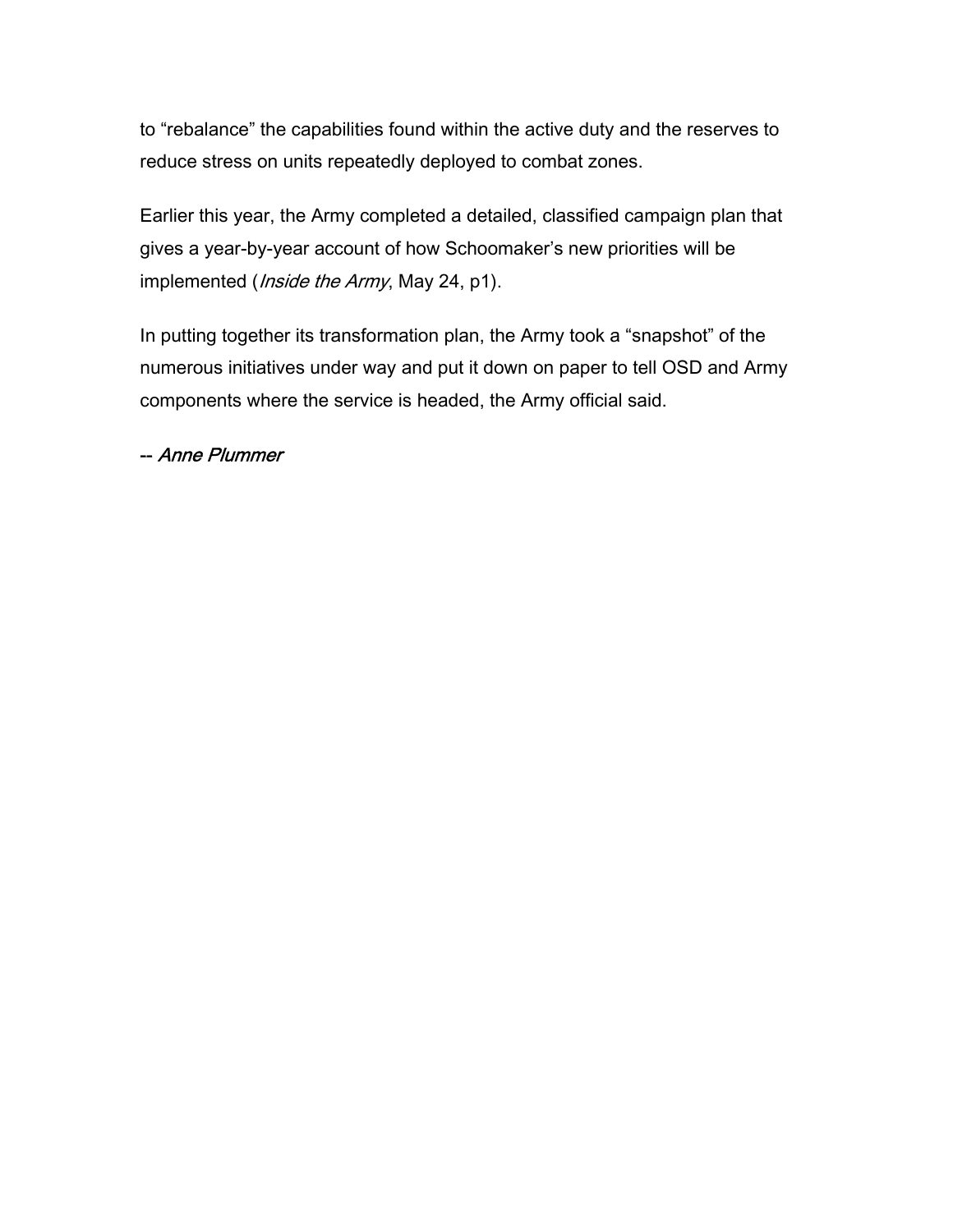to “rebalance” the capabilities found within the active duty and the reserves to reduce stress on units repeatedly deployed to combat zones.

Earlier this year, the Army completed a detailed, classified campaign plan that gives a year-by-year account of how Schoomaker’s new priorities will be implemented (*Inside the Army*, May 24, p1).

In putting together its transformation plan, the Army took a “snapshot” of the numerous initiatives under way and put it down on paper to tell OSD and Army components where the service is headed, the Army official said.

-- *Anne Plummer*